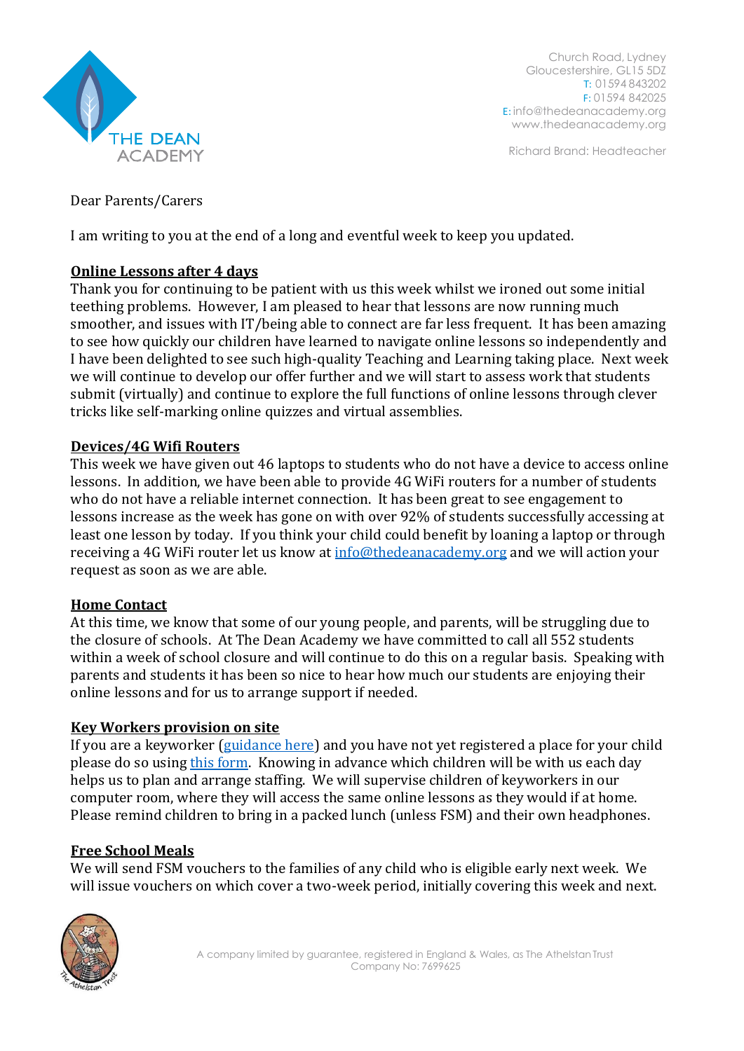THE DEAN ACADEMY

Church Road, Lydney
Gloucestershire, GL15 5DZ
T: 01594 843202
F: 01594 842025
E: info@thedeanacademy.org
www.thedeanacademy.org

Richard Brand: Headteacher

Dear Parents/Carers

I am writing to you at the end of a long and eventful week to keep you updated.

**Online Lessons after 4 days**

Thank you for continuing to be patient with us this week whilst we ironed out some initial teething problems. However, I am pleased to hear that lessons are now running much smoother, and issues with IT/being able to connect are far less frequent. It has been amazing to see how quickly our children have learned to navigate online lessons so independently and I have been delighted to see such high-quality Teaching and Learning taking place. Next week we will continue to develop our offer further and we will start to assess work that students submit (virtually) and continue to explore the full functions of online lessons through clever tricks like self-marking online quizzes and virtual assemblies.

**Devices/4G Wifi Routers**

This week we have given out 46 laptops to students who do not have a device to access online lessons. In addition, we have been able to provide 4G WiFi routers for a number of students who do not have a reliable internet connection. It has been great to see engagement to lessons increase as the week has gone on with over 92% of students successfully accessing at least one lesson by today. If you think your child could benefit by loaning a laptop or through receiving a 4G WiFi router let us know at info@thedeanacademy.org and we will action your request as soon as we are able.

**Home Contact**

At this time, we know that some of our young people, and parents, will be struggling due to the closure of schools. At The Dean Academy we have committed to call all 552 students within a week of school closure and will continue to do this on a regular basis. Speaking with parents and students it has been so nice to hear how much our students are enjoying their online lessons and for us to arrange support if needed.

**Key Workers provision on site**

If you are a keyworker (guidance here) and you have not yet registered a place for your child please do so using this form. Knowing in advance which children will be with us each day helps us to plan and arrange staffing. We will supervise children of keyworkers in our computer room, where they will access the same online lessons as they would if at home. Please remind children to bring in a packed lunch (unless FSM) and their own headphones.

**Free School Meals**

We will send FSM vouchers to the families of any child who is eligible early next week. We will issue vouchers on which cover a two-week period, initially covering this week and next.

A company limited by guarantee, registered in England & Wales, as The Athelstan Trust
Company No: 7699625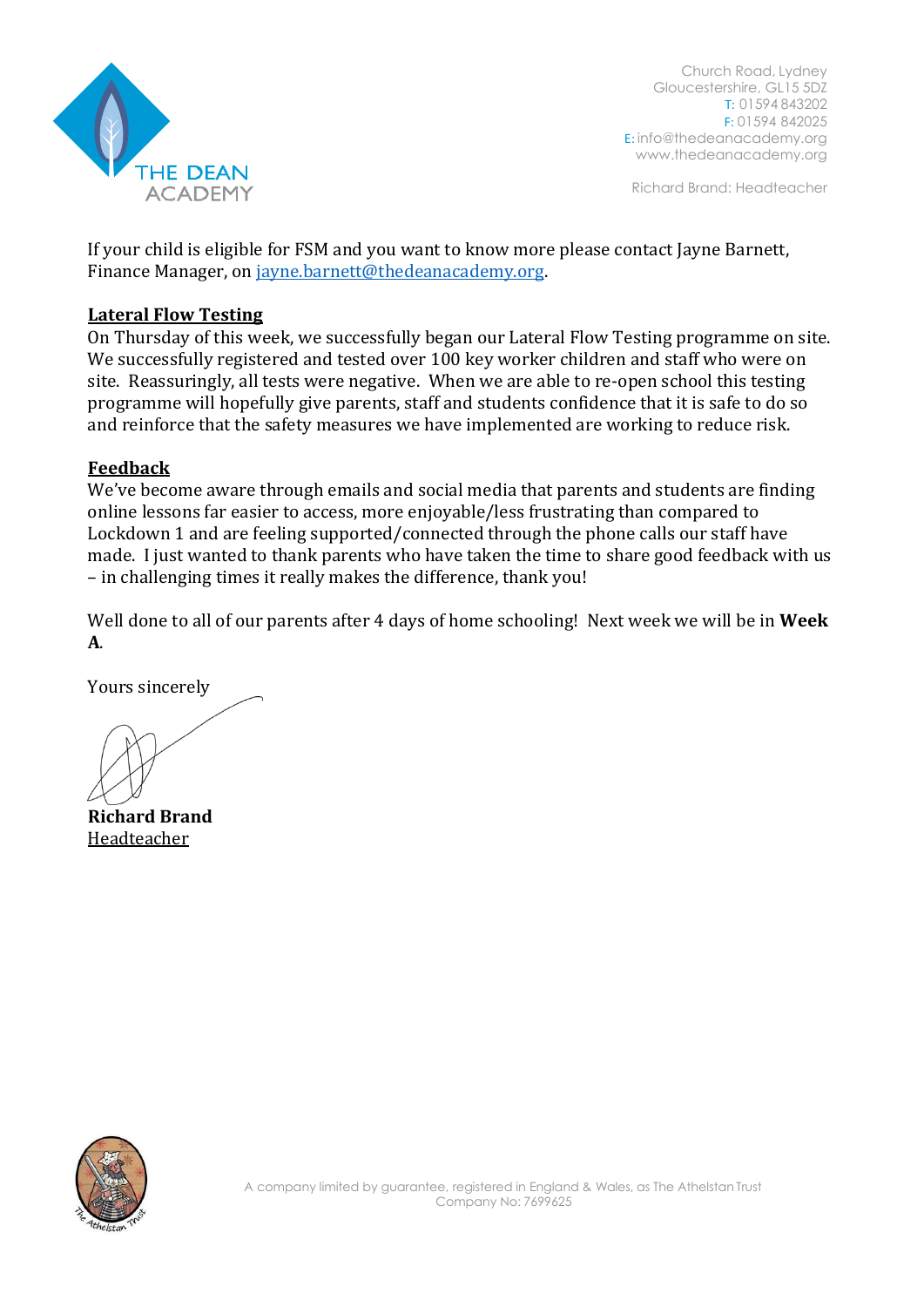Church Road, Lydney
Gloucestershire, GL15 5DZ
T: 01594 843202
F: 01594 842025
E: info@thedeanacademy.org
www.thedeanacademy.org

Richard Brand: Headteacher

If your child is eligible for FSM and you want to know more please contact Jayne Barnett, Finance Manager, on jayne.barnett@thedeanacademy.org.

**Lateral Flow Testing**

On Thursday of this week, we successfully began our Lateral Flow Testing programme on site. We successfully registered and tested over 100 key worker children and staff who were on site. Reassuringly, all tests were negative. When we are able to re-open school this testing programme will hopefully give parents, staff and students confidence that it is safe to do so and reinforce that the safety measures we have implemented are working to reduce risk.

**Feedback**

We've become aware through emails and social media that parents and students are finding online lessons far easier to access, more enjoyable/less frustrating than compared to Lockdown 1 and are feeling supported/connected through the phone calls our staff have made. I just wanted to thank parents who have taken the time to share good feedback with us – in challenging times it really makes the difference, thank you!

Well done to all of our parents after 4 days of home schooling! Next week we will be in **Week A**.

Yours sincerely

**Richard Brand**
Headteacher

A company limited by guarantee, registered in England & Wales, as The Athelstan Trust
Company No: 7699625